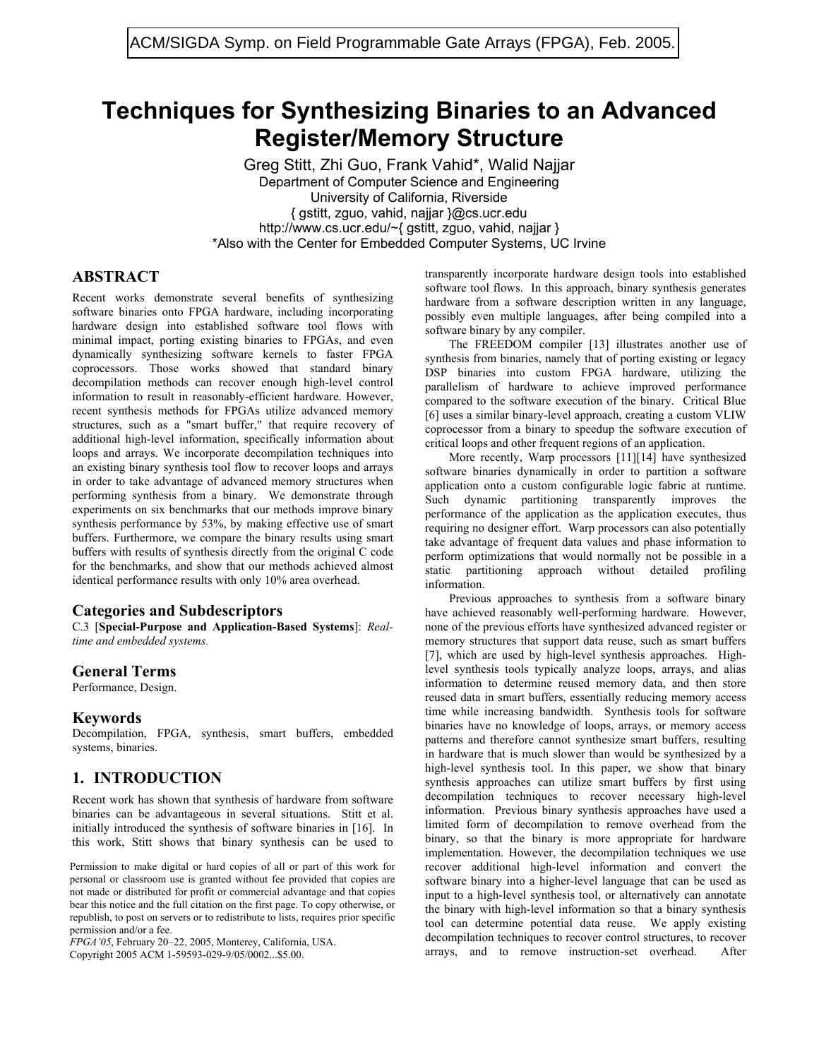ACM/SIGDA Symp. on Field Programmable Gate Arrays (FPGA), Feb. 2005.

# Techniques for Synthesizing Binaries to an Advanced Register/Memory Structure

Greg Stitt, Zhi Guo, Frank Vahid*, Walid Najjar
Department of Computer Science and Engineering
University of California, Riverside
{ gstitt, zguo, vahid, najjar }@cs.ucr.edu
http://www.cs.ucr.edu/~{ gstitt, zguo, vahid, najjar }
*Also with the Center for Embedded Computer Systems, UC Irvine

## ABSTRACT

Recent works demonstrate several benefits of synthesizing software binaries onto FPGA hardware, including incorporating hardware design into established software tool flows with minimal impact, porting existing binaries to FPGAs, and even dynamically synthesizing software kernels to faster FPGA coprocessors. Those works showed that standard binary decompilation methods can recover enough high-level control information to result in reasonably-efficient hardware. However, recent synthesis methods for FPGAs utilize advanced memory structures, such as a "smart buffer," that require recovery of additional high-level information, specifically information about loops and arrays. We incorporate decompilation techniques into an existing binary synthesis tool flow to recover loops and arrays in order to take advantage of advanced memory structures when performing synthesis from a binary. We demonstrate through experiments on six benchmarks that our methods improve binary synthesis performance by 53%, by making effective use of smart buffers. Furthermore, we compare the binary results using smart buffers with results of synthesis directly from the original C code for the benchmarks, and show that our methods achieved almost identical performance results with only 10% area overhead.

### Categories and Subdescriptors

C.3 [**Special-Purpose and Application-Based Systems**]: *Real-time and embedded systems.*

### General Terms

Performance, Design.

### Keywords

Decompilation, FPGA, synthesis, smart buffers, embedded systems, binaries.

## 1. INTRODUCTION

Recent work has shown that synthesis of hardware from software binaries can be advantageous in several situations. Stitt et al. initially introduced the synthesis of software binaries in [16]. In this work, Stitt shows that binary synthesis can be used to transparently incorporate hardware design tools into established software tool flows. In this approach, binary synthesis generates hardware from a software description written in any language, possibly even multiple languages, after being compiled into a software binary by any compiler.

The FREEDOM compiler [13] illustrates another use of synthesis from binaries, namely that of porting existing or legacy DSP binaries into custom FPGA hardware, utilizing the parallelism of hardware to achieve improved performance compared to the software execution of the binary. Critical Blue [6] uses a similar binary-level approach, creating a custom VLIW coprocessor from a binary to speedup the software execution of critical loops and other frequent regions of an application.

More recently, Warp processors [11][14] have synthesized software binaries dynamically in order to partition a software application onto a custom configurable logic fabric at runtime. Such dynamic partitioning transparently improves the performance of the application as the application executes, thus requiring no designer effort. Warp processors can also potentially take advantage of frequent data values and phase information to perform optimizations that would normally not be possible in a static partitioning approach without detailed profiling information.

Previous approaches to synthesis from a software binary have achieved reasonably well-performing hardware. However, none of the previous efforts have synthesized advanced register or memory structures that support data reuse, such as smart buffers [7], which are used by high-level synthesis approaches. High-level synthesis tools typically analyze loops, arrays, and alias information to determine reused memory data, and then store reused data in smart buffers, essentially reducing memory access time while increasing bandwidth. Synthesis tools for software binaries have no knowledge of loops, arrays, or memory access patterns and therefore cannot synthesize smart buffers, resulting in hardware that is much slower than would be synthesized by a high-level synthesis tool. In this paper, we show that binary synthesis approaches can utilize smart buffers by first using decompilation techniques to recover necessary high-level information. Previous binary synthesis approaches have used a limited form of decompilation to remove overhead from the binary, so that the binary is more appropriate for hardware implementation. However, the decompilation techniques we use recover additional high-level information and convert the software binary into a higher-level language that can be used as input to a high-level synthesis tool, or alternatively can annotate the binary with high-level information so that a binary synthesis tool can determine potential data reuse. We apply existing decompilation techniques to recover control structures, to recover arrays, and to remove instruction-set overhead. After

Permission to make digital or hard copies of all or part of this work for personal or classroom use is granted without fee provided that copies are not made or distributed for profit or commercial advantage and that copies bear this notice and the full citation on the first page. To copy otherwise, or republish, to post on servers or to redistribute to lists, requires prior specific permission and/or a fee.
*FPGA'05*, February 20–22, 2005, Monterey, California, USA.
Copyright 2005 ACM 1-59593-029-9/05/0002...$5.00.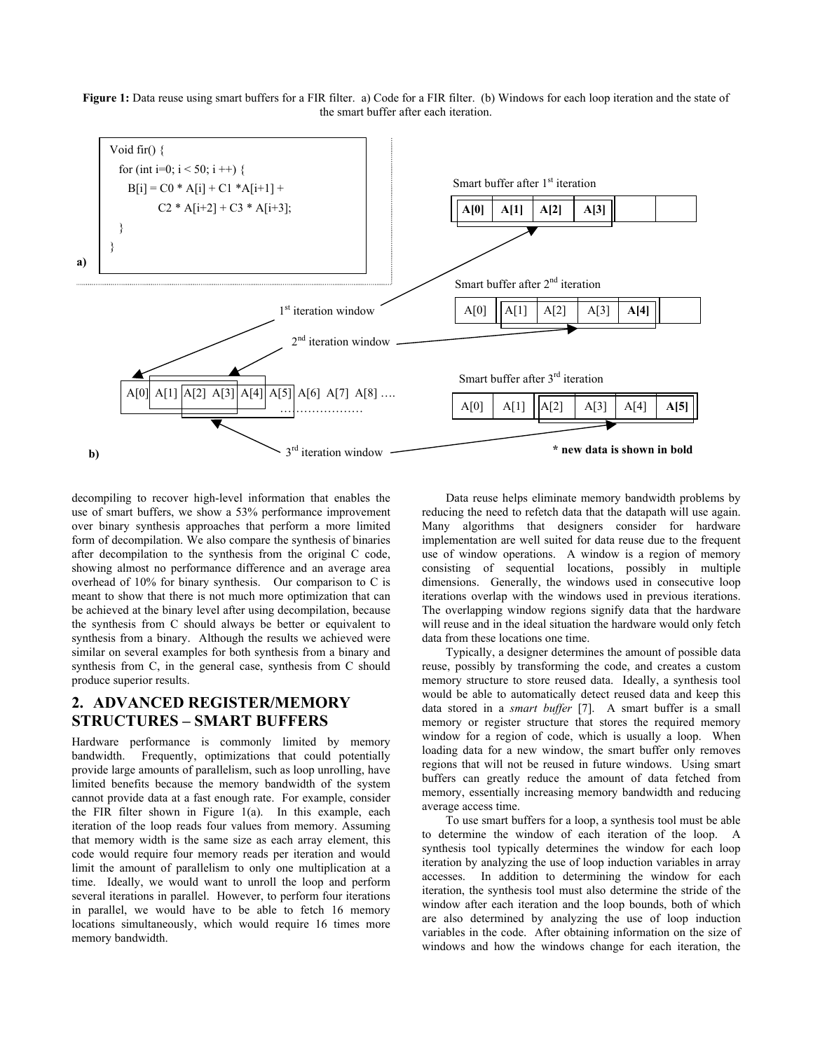**Figure 1:** Data reuse using smart buffers for a FIR filter. a) Code for a FIR filter. (b) Windows for each loop iteration and the state of the smart buffer after each iteration.

a)

```
Void fir() {
  for (int i=0; i < 50; i ++) {
    B[i] = C0 * A[i] + C1 *A[i+1] +
           C2 * A[i+2] + C3 * A[i+3];
  }
}
```

b)

A[0] A[1] A[2] A[3] A[4] A[5] A[6] A[7] A[8] ….
…………………

1st iteration window

2nd iteration window

3rd iteration window

Smart buffer after 1st iteration

| **A[0]** | **A[1]** | **A[2]** | **A[3]** | | |
|---|---|---|---|---|---|

Smart buffer after 2nd iteration

| A[0] | A[1] | A[2] | A[3] | **A[4]** | |
|---|---|---|---|---|---|

Smart buffer after 3rd iteration

| A[0] | A[1] | A[2] | A[3] | A[4] | **A[5]** |
|---|---|---|---|---|---|

**\* new data is shown in bold**

decompiling to recover high-level information that enables the use of smart buffers, we show a 53% performance improvement over binary synthesis approaches that perform a more limited form of decompilation. We also compare the synthesis of binaries after decompilation to the synthesis from the original C code, showing almost no performance difference and an average area overhead of 10% for binary synthesis. Our comparison to C is meant to show that there is not much more optimization that can be achieved at the binary level after using decompilation, because the synthesis from C should always be better or equivalent to synthesis from a binary. Although the results we achieved were similar on several examples for both synthesis from a binary and synthesis from C, in the general case, synthesis from C should produce superior results.

## 2. ADVANCED REGISTER/MEMORY STRUCTURES – SMART BUFFERS

Hardware performance is commonly limited by memory bandwidth. Frequently, optimizations that could potentially provide large amounts of parallelism, such as loop unrolling, have limited benefits because the memory bandwidth of the system cannot provide data at a fast enough rate. For example, consider the FIR filter shown in Figure 1(a). In this example, each iteration of the loop reads four values from memory. Assuming that memory width is the same size as each array element, this code would require four memory reads per iteration and would limit the amount of parallelism to only one multiplication at a time. Ideally, we would want to unroll the loop and perform several iterations in parallel. However, to perform four iterations in parallel, we would have to be able to fetch 16 memory locations simultaneously, which would require 16 times more memory bandwidth.

Data reuse helps eliminate memory bandwidth problems by reducing the need to refetch data that the datapath will use again. Many algorithms that designers consider for hardware implementation are well suited for data reuse due to the frequent use of window operations. A window is a region of memory consisting of sequential locations, possibly in multiple dimensions. Generally, the windows used in consecutive loop iterations overlap with the windows used in previous iterations. The overlapping window regions signify data that the hardware will reuse and in the ideal situation the hardware would only fetch data from these locations one time.

Typically, a designer determines the amount of possible data reuse, possibly by transforming the code, and creates a custom memory structure to store reused data. Ideally, a synthesis tool would be able to automatically detect reused data and keep this data stored in a *smart buffer* [7]. A smart buffer is a small memory or register structure that stores the required memory window for a region of code, which is usually a loop. When loading data for a new window, the smart buffer only removes regions that will not be reused in future windows. Using smart buffers can greatly reduce the amount of data fetched from memory, essentially increasing memory bandwidth and reducing average access time.

To use smart buffers for a loop, a synthesis tool must be able to determine the window of each iteration of the loop. A synthesis tool typically determines the window for each loop iteration by analyzing the use of loop induction variables in array accesses. In addition to determining the window for each iteration, the synthesis tool must also determine the stride of the window after each iteration and the loop bounds, both of which are also determined by analyzing the use of loop induction variables in the code. After obtaining information on the size of windows and how the windows change for each iteration, the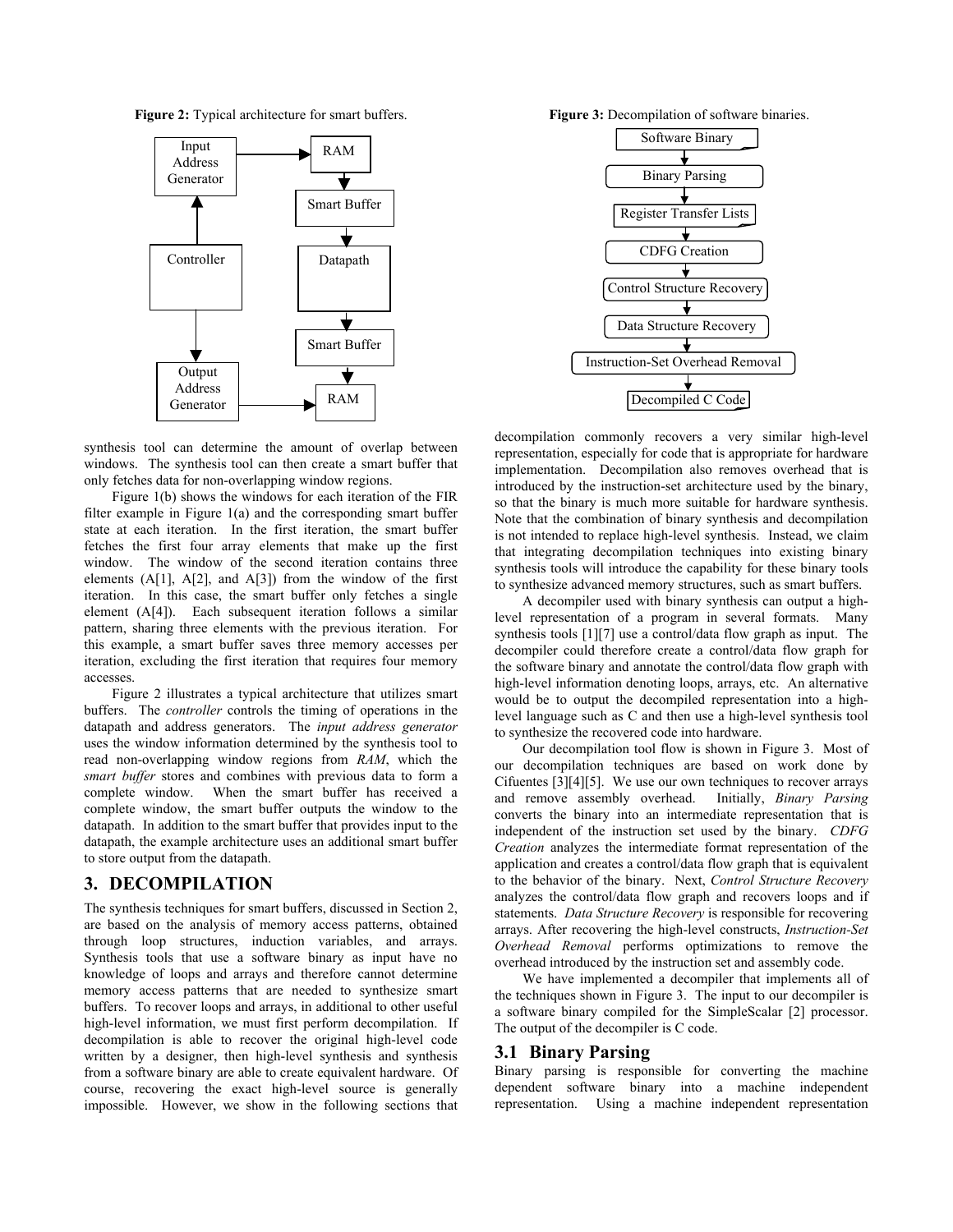**Figure 2:** Typical architecture for smart buffers.

Input Address Generator

RAM

Smart Buffer

Controller

Datapath

Smart Buffer

Output Address Generator

RAM

**Figure 3:** Decompilation of software binaries.

Software Binary

Binary Parsing

Register Transfer Lists

CDFG Creation

Control Structure Recovery

Data Structure Recovery

Instruction-Set Overhead Removal

Decompiled C Code

synthesis tool can determine the amount of overlap between windows. The synthesis tool can then create a smart buffer that only fetches data for non-overlapping window regions.

Figure 1(b) shows the windows for each iteration of the FIR filter example in Figure 1(a) and the corresponding smart buffer state at each iteration. In the first iteration, the smart buffer fetches the first four array elements that make up the first window. The window of the second iteration contains three elements (A[1], A[2], and A[3]) from the window of the first iteration. In this case, the smart buffer only fetches a single element (A[4]). Each subsequent iteration follows a similar pattern, sharing three elements with the previous iteration. For this example, a smart buffer saves three memory accesses per iteration, excluding the first iteration that requires four memory accesses.

Figure 2 illustrates a typical architecture that utilizes smart buffers. The *controller* controls the timing of operations in the datapath and address generators. The *input address generator* uses the window information determined by the synthesis tool to read non-overlapping window regions from *RAM*, which the *smart buffer* stores and combines with previous data to form a complete window. When the smart buffer has received a complete window, the smart buffer outputs the window to the datapath. In addition to the smart buffer that provides input to the datapath, the example architecture uses an additional smart buffer to store output from the datapath.

## 3. DECOMPILATION

The synthesis techniques for smart buffers, discussed in Section 2, are based on the analysis of memory access patterns, obtained through loop structures, induction variables, and arrays. Synthesis tools that use a software binary as input have no knowledge of loops and arrays and therefore cannot determine memory access patterns that are needed to synthesize smart buffers. To recover loops and arrays, in additional to other useful high-level information, we must first perform decompilation. If decompilation is able to recover the original high-level code written by a designer, then high-level synthesis and synthesis from a software binary are able to create equivalent hardware. Of course, recovering the exact high-level source is generally impossible. However, we show in the following sections that decompilation commonly recovers a very similar high-level representation, especially for code that is appropriate for hardware implementation. Decompilation also removes overhead that is introduced by the instruction-set architecture used by the binary, so that the binary is much more suitable for hardware synthesis. Note that the combination of binary synthesis and decompilation is not intended to replace high-level synthesis. Instead, we claim that integrating decompilation techniques into existing binary synthesis tools will introduce the capability for these binary tools to synthesize advanced memory structures, such as smart buffers.

A decompiler used with binary synthesis can output a high-level representation of a program in several formats. Many synthesis tools [1][7] use a control/data flow graph as input. The decompiler could therefore create a control/data flow graph for the software binary and annotate the control/data flow graph with high-level information denoting loops, arrays, etc. An alternative would be to output the decompiled representation into a high-level language such as C and then use a high-level synthesis tool to synthesize the recovered code into hardware.

Our decompilation tool flow is shown in Figure 3. Most of our decompilation techniques are based on work done by Cifuentes [3][4][5]. We use our own techniques to recover arrays and remove assembly overhead. Initially, *Binary Parsing* converts the binary into an intermediate representation that is independent of the instruction set used by the binary. *CDFG Creation* analyzes the intermediate format representation of the application and creates a control/data flow graph that is equivalent to the behavior of the binary. Next, *Control Structure Recovery* analyzes the control/data flow graph and recovers loops and if statements. *Data Structure Recovery* is responsible for recovering arrays. After recovering the high-level constructs, *Instruction-Set Overhead Removal* performs optimizations to remove the overhead introduced by the instruction set and assembly code.

We have implemented a decompiler that implements all of the techniques shown in Figure 3. The input to our decompiler is a software binary compiled for the SimpleScalar [2] processor. The output of the decompiler is C code.

### 3.1 Binary Parsing

Binary parsing is responsible for converting the machine dependent software binary into a machine independent representation. Using a machine independent representation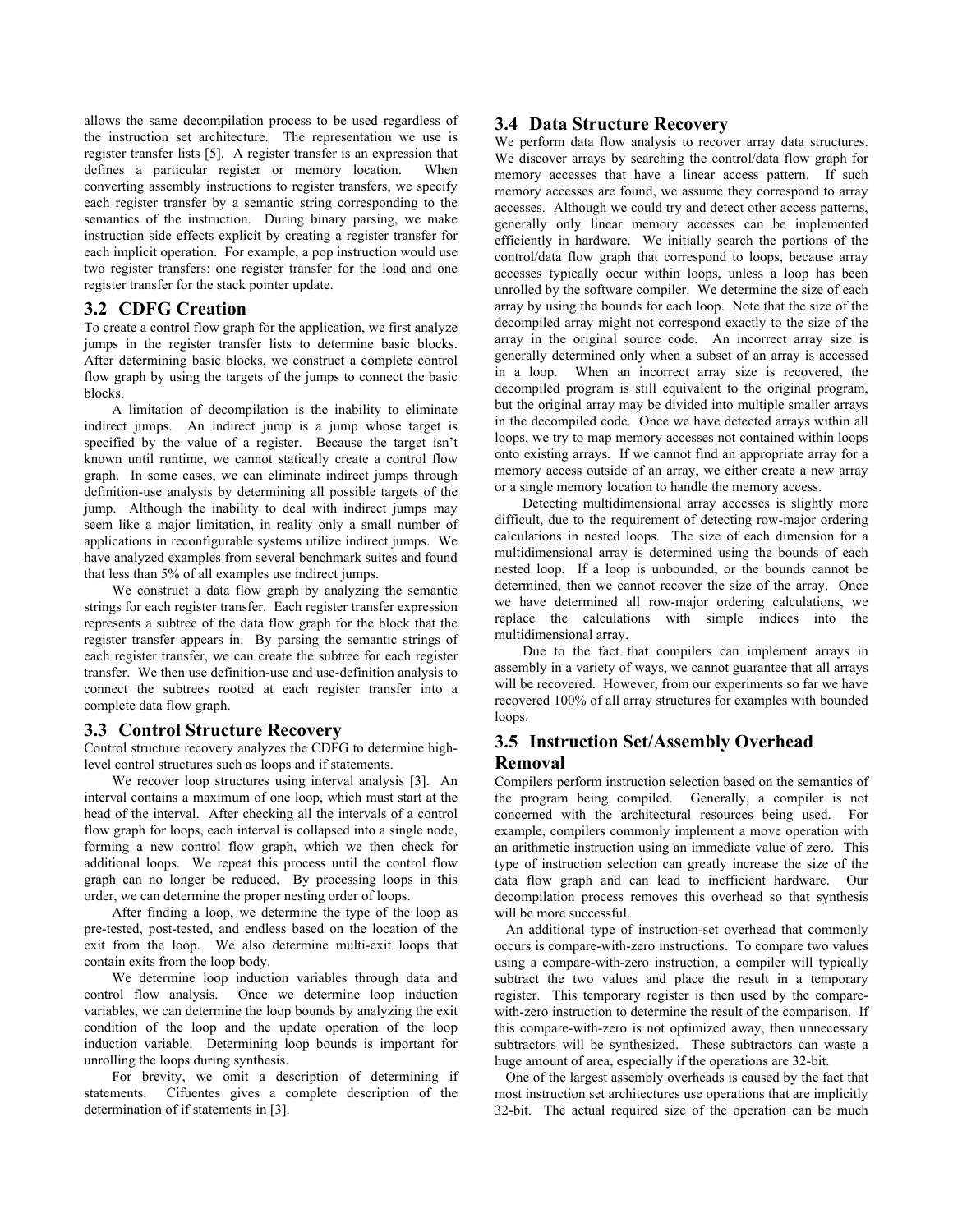allows the same decompilation process to be used regardless of the instruction set architecture. The representation we use is register transfer lists [5]. A register transfer is an expression that defines a particular register or memory location. When converting assembly instructions to register transfers, we specify each register transfer by a semantic string corresponding to the semantics of the instruction. During binary parsing, we make instruction side effects explicit by creating a register transfer for each implicit operation. For example, a pop instruction would use two register transfers: one register transfer for the load and one register transfer for the stack pointer update.

## 3.2 CDFG Creation

To create a control flow graph for the application, we first analyze jumps in the register transfer lists to determine basic blocks. After determining basic blocks, we construct a complete control flow graph by using the targets of the jumps to connect the basic blocks.

A limitation of decompilation is the inability to eliminate indirect jumps. An indirect jump is a jump whose target is specified by the value of a register. Because the target isn't known until runtime, we cannot statically create a control flow graph. In some cases, we can eliminate indirect jumps through definition-use analysis by determining all possible targets of the jump. Although the inability to deal with indirect jumps may seem like a major limitation, in reality only a small number of applications in reconfigurable systems utilize indirect jumps. We have analyzed examples from several benchmark suites and found that less than 5% of all examples use indirect jumps.

We construct a data flow graph by analyzing the semantic strings for each register transfer. Each register transfer expression represents a subtree of the data flow graph for the block that the register transfer appears in. By parsing the semantic strings of each register transfer, we can create the subtree for each register transfer. We then use definition-use and use-definition analysis to connect the subtrees rooted at each register transfer into a complete data flow graph.

## 3.3 Control Structure Recovery

Control structure recovery analyzes the CDFG to determine high-level control structures such as loops and if statements.

We recover loop structures using interval analysis [3]. An interval contains a maximum of one loop, which must start at the head of the interval. After checking all the intervals of a control flow graph for loops, each interval is collapsed into a single node, forming a new control flow graph, which we then check for additional loops. We repeat this process until the control flow graph can no longer be reduced. By processing loops in this order, we can determine the proper nesting order of loops.

After finding a loop, we determine the type of the loop as pre-tested, post-tested, and endless based on the location of the exit from the loop. We also determine multi-exit loops that contain exits from the loop body.

We determine loop induction variables through data and control flow analysis. Once we determine loop induction variables, we can determine the loop bounds by analyzing the exit condition of the loop and the update operation of the loop induction variable. Determining loop bounds is important for unrolling the loops during synthesis.

For brevity, we omit a description of determining if statements. Cifuentes gives a complete description of the determination of if statements in [3].

## 3.4 Data Structure Recovery

We perform data flow analysis to recover array data structures. We discover arrays by searching the control/data flow graph for memory accesses that have a linear access pattern. If such memory accesses are found, we assume they correspond to array accesses. Although we could try and detect other access patterns, generally only linear memory accesses can be implemented efficiently in hardware. We initially search the portions of the control/data flow graph that correspond to loops, because array accesses typically occur within loops, unless a loop has been unrolled by the software compiler. We determine the size of each array by using the bounds for each loop. Note that the size of the decompiled array might not correspond exactly to the size of the array in the original source code. An incorrect array size is generally determined only when a subset of an array is accessed in a loop. When an incorrect array size is recovered, the decompiled program is still equivalent to the original program, but the original array may be divided into multiple smaller arrays in the decompiled code. Once we have detected arrays within all loops, we try to map memory accesses not contained within loops onto existing arrays. If we cannot find an appropriate array for a memory access outside of an array, we either create a new array or a single memory location to handle the memory access.

Detecting multidimensional array accesses is slightly more difficult, due to the requirement of detecting row-major ordering calculations in nested loops. The size of each dimension for a multidimensional array is determined using the bounds of each nested loop. If a loop is unbounded, or the bounds cannot be determined, then we cannot recover the size of the array. Once we have determined all row-major ordering calculations, we replace the calculations with simple indices into the multidimensional array.

Due to the fact that compilers can implement arrays in assembly in a variety of ways, we cannot guarantee that all arrays will be recovered. However, from our experiments so far we have recovered 100% of all array structures for examples with bounded loops.

## 3.5 Instruction Set/Assembly Overhead Removal

Compilers perform instruction selection based on the semantics of the program being compiled. Generally, a compiler is not concerned with the architectural resources being used. For example, compilers commonly implement a move operation with an arithmetic instruction using an immediate value of zero. This type of instruction selection can greatly increase the size of the data flow graph and can lead to inefficient hardware. Our decompilation process removes this overhead so that synthesis will be more successful.

An additional type of instruction-set overhead that commonly occurs is compare-with-zero instructions. To compare two values using a compare-with-zero instruction, a compiler will typically subtract the two values and place the result in a temporary register. This temporary register is then used by the compare-with-zero instruction to determine the result of the comparison. If this compare-with-zero is not optimized away, then unnecessary subtractors will be synthesized. These subtractors can waste a huge amount of area, especially if the operations are 32-bit.

One of the largest assembly overheads is caused by the fact that most instruction set architectures use operations that are implicitly 32-bit. The actual required size of the operation can be much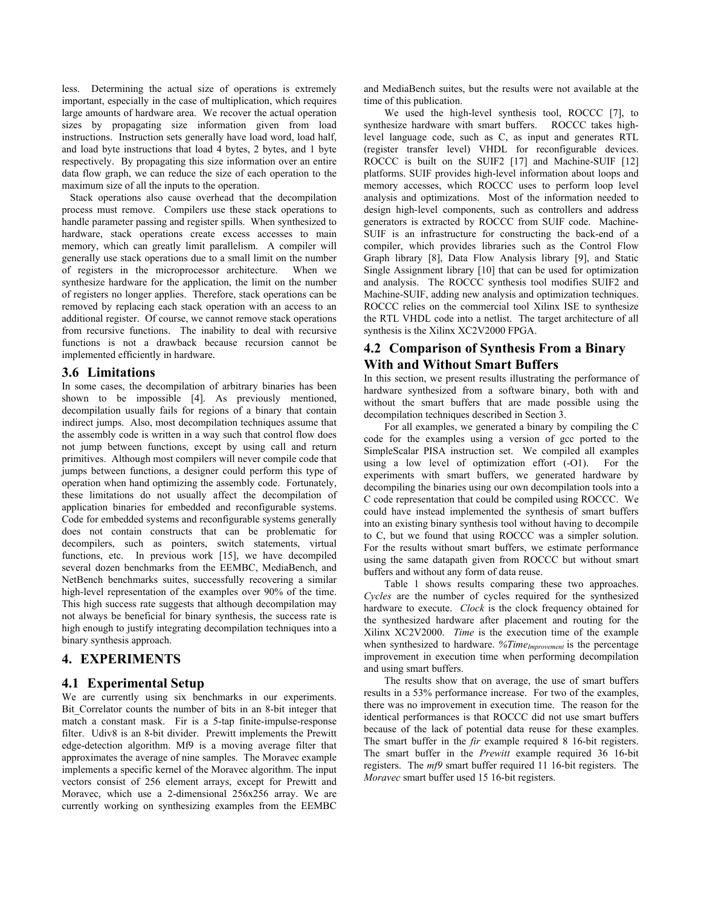less. Determining the actual size of operations is extremely important, especially in the case of multiplication, which requires large amounts of hardware area. We recover the actual operation sizes by propagating size information given from load instructions. Instruction sets generally have load word, load half, and load byte instructions that load 4 bytes, 2 bytes, and 1 byte respectively. By propagating this size information over an entire data flow graph, we can reduce the size of each operation to the maximum size of all the inputs to the operation.

Stack operations also cause overhead that the decompilation process must remove. Compilers use these stack operations to handle parameter passing and register spills. When synthesized to hardware, stack operations create excess accesses to main memory, which can greatly limit parallelism. A compiler will generally use stack operations due to a small limit on the number of registers in the microprocessor architecture. When we synthesize hardware for the application, the limit on the number of registers no longer applies. Therefore, stack operations can be removed by replacing each stack operation with an access to an additional register. Of course, we cannot remove stack operations from recursive functions. The inability to deal with recursive functions is not a drawback because recursion cannot be implemented efficiently in hardware.

### 3.6 Limitations

In some cases, the decompilation of arbitrary binaries has been shown to be impossible [4]. As previously mentioned, decompilation usually fails for regions of a binary that contain indirect jumps. Also, most decompilation techniques assume that the assembly code is written in a way such that control flow does not jump between functions, except by using call and return primitives. Although most compilers will never compile code that jumps between functions, a designer could perform this type of operation when hand optimizing the assembly code. Fortunately, these limitations do not usually affect the decompilation of application binaries for embedded and reconfigurable systems. Code for embedded systems and reconfigurable systems generally does not contain constructs that can be problematic for decompilers, such as pointers, switch statements, virtual functions, etc. In previous work [15], we have decompiled several dozen benchmarks from the EEMBC, MediaBench, and NetBench benchmarks suites, successfully recovering a similar high-level representation of the examples over 90% of the time. This high success rate suggests that although decompilation may not always be beneficial for binary synthesis, the success rate is high enough to justify integrating decompilation techniques into a binary synthesis approach.

## 4. EXPERIMENTS

### 4.1 Experimental Setup

We are currently using six benchmarks in our experiments. Bit_Correlator counts the number of bits in an 8-bit integer that match a constant mask. Fir is a 5-tap finite-impulse-response filter. Udiv8 is an 8-bit divider. Prewitt implements the Prewitt edge-detection algorithm. Mf9 is a moving average filter that approximates the average of nine samples. The Moravec example implements a specific kernel of the Moravec algorithm. The input vectors consist of 256 element arrays, except for Prewitt and Moravec, which use a 2-dimensional 256x256 array. We are currently working on synthesizing examples from the EEMBC and MediaBench suites, but the results were not available at the time of this publication.

We used the high-level synthesis tool, ROCCC [7], to synthesize hardware with smart buffers. ROCCC takes high-level language code, such as C, as input and generates RTL (register transfer level) VHDL for reconfigurable devices. ROCCC is built on the SUIF2 [17] and Machine-SUIF [12] platforms. SUIF provides high-level information about loops and memory accesses, which ROCCC uses to perform loop level analysis and optimizations. Most of the information needed to design high-level components, such as controllers and address generators is extracted by ROCCC from SUIF code. Machine-SUIF is an infrastructure for constructing the back-end of a compiler, which provides libraries such as the Control Flow Graph library [8], Data Flow Analysis library [9], and Static Single Assignment library [10] that can be used for optimization and analysis. The ROCCC synthesis tool modifies SUIF2 and Machine-SUIF, adding new analysis and optimization techniques. ROCCC relies on the commercial tool Xilinx ISE to synthesize the RTL VHDL code into a netlist. The target architecture of all synthesis is the Xilinx XC2V2000 FPGA.

### 4.2 Comparison of Synthesis From a Binary With and Without Smart Buffers

In this section, we present results illustrating the performance of hardware synthesized from a software binary, both with and without the smart buffers that are made possible using the decompilation techniques described in Section 3.

For all examples, we generated a binary by compiling the C code for the examples using a version of gcc ported to the SimpleScalar PISA instruction set. We compiled all examples using a low level of optimization effort (-O1). For the experiments with smart buffers, we generated hardware by decompiling the binaries using our own decompilation tools into a C code representation that could be compiled using ROCCC. We could have instead implemented the synthesis of smart buffers into an existing binary synthesis tool without having to decompile to C, but we found that using ROCCC was a simpler solution. For the results without smart buffers, we estimate performance using the same datapath given from ROCCC but without smart buffers and without any form of data reuse.

Table 1 shows results comparing these two approaches. *Cycles* are the number of cycles required for the synthesized hardware to execute. *Clock* is the clock frequency obtained for the synthesized hardware after placement and routing for the Xilinx XC2V2000. *Time* is the execution time of the example when synthesized to hardware. *%Time*$_{Improvement}$ is the percentage improvement in execution time when performing decompilation and using smart buffers.

The results show that on average, the use of smart buffers results in a 53% performance increase. For two of the examples, there was no improvement in execution time. The reason for the identical performances is that ROCCC did not use smart buffers because of the lack of potential data reuse for these examples. The smart buffer in the *fir* example required 8 16-bit registers. The smart buffer in the *Prewitt* example required 36 16-bit registers. The *mf9* smart buffer required 11 16-bit registers. The *Moravec* smart buffer used 15 16-bit registers.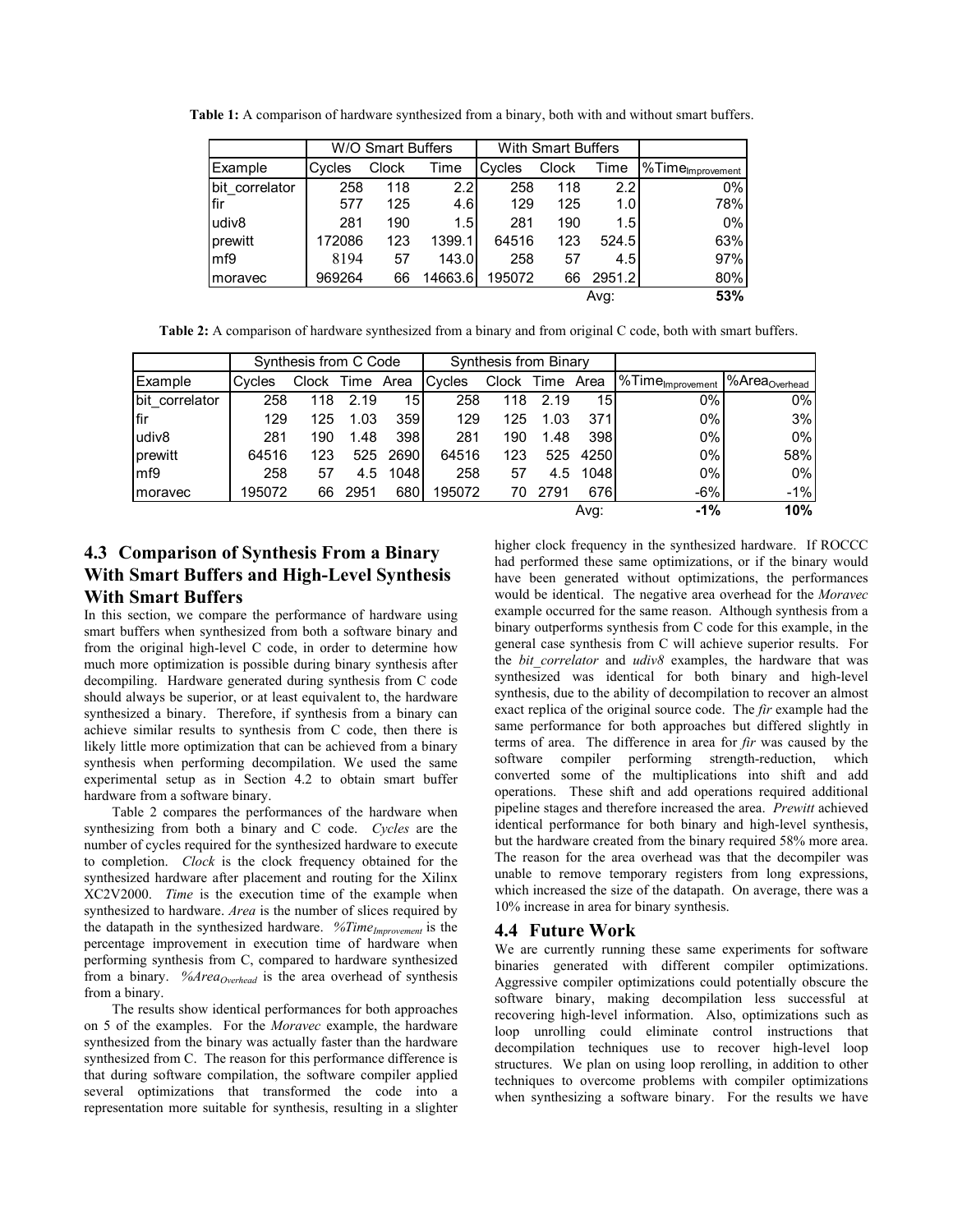**Table 1:** A comparison of hardware synthesized from a binary, both with and without smart buffers.

| | W/O Smart Buffers | | | With Smart Buffers | | | |
|---|---|---|---|---|---|---|---|
| Example | Cycles | Clock | Time | Cycles | Clock | Time | $\%Time_{Improvement}$ |
| bit_correlator | 258 | 118 | 2.2 | 258 | 118 | 2.2 | 0% |
| fir | 577 | 125 | 4.6 | 129 | 125 | 1.0 | 78% |
| udiv8 | 281 | 190 | 1.5 | 281 | 190 | 1.5 | 0% |
| prewitt | 172086 | 123 | 1399.1 | 64516 | 123 | 524.5 | 63% |
| mf9 | 8194 | 57 | 143.0 | 258 | 57 | 4.5 | 97% |
| moravec | 969264 | 66 | 14663.6 | 195072 | 66 | 2951.2 | 80% |
| | | | | | | Avg: | **53%** |

**Table 2:** A comparison of hardware synthesized from a binary and from original C code, both with smart buffers.

| | Synthesis from C Code | | | | Synthesis from Binary | | | | | |
|---|---|---|---|---|---|---|---|---|---|---|
| Example | Cycles | Clock | Time | Area | Cycles | Clock | Time | Area | $\%Time_{Improvement}$ | $\%Area_{Overhead}$ |
| bit_correlator | 258 | 118 | 2.19 | 15 | 258 | 118 | 2.19 | 15 | 0% | 0% |
| fir | 129 | 125 | 1.03 | 359 | 129 | 125 | 1.03 | 371 | 0% | 3% |
| udiv8 | 281 | 190 | 1.48 | 398 | 281 | 190 | 1.48 | 398 | 0% | 0% |
| prewitt | 64516 | 123 | 525 | 2690 | 64516 | 123 | 525 | 4250 | 0% | 58% |
| mf9 | 258 | 57 | 4.5 | 1048 | 258 | 57 | 4.5 | 1048 | 0% | 0% |
| moravec | 195072 | 66 | 2951 | 680 | 195072 | 70 | 2791 | 676 | -6% | -1% |
| | | | | | | | | Avg: | **-1%** | **10%** |

## 4.3 Comparison of Synthesis From a Binary With Smart Buffers and High-Level Synthesis With Smart Buffers

In this section, we compare the performance of hardware using smart buffers when synthesized from both a software binary and from the original high-level C code, in order to determine how much more optimization is possible during binary synthesis after decompiling. Hardware generated during synthesis from C code should always be superior, or at least equivalent to, the hardware synthesized a binary. Therefore, if synthesis from a binary can achieve similar results to synthesis from C code, then there is likely little more optimization that can be achieved from a binary synthesis when performing decompilation. We used the same experimental setup as in Section 4.2 to obtain smart buffer hardware from a software binary.

Table 2 compares the performances of the hardware when synthesizing from both a binary and C code. *Cycles* are the number of cycles required for the synthesized hardware to execute to completion. *Clock* is the clock frequency obtained for the synthesized hardware after placement and routing for the Xilinx XC2V2000. *Time* is the execution time of the example when synthesized to hardware. *Area* is the number of slices required by the datapath in the synthesized hardware. $\%Time_{Improvement}$ is the percentage improvement in execution time of hardware when performing synthesis from C, compared to hardware synthesized from a binary. $\%Area_{Overhead}$ is the area overhead of synthesis from a binary.

The results show identical performances for both approaches on 5 of the examples. For the *Moravec* example, the hardware synthesized from the binary was actually faster than the hardware synthesized from C. The reason for this performance difference is that during software compilation, the software compiler applied several optimizations that transformed the code into a representation more suitable for synthesis, resulting in a slighter higher clock frequency in the synthesized hardware. If ROCCC had performed these same optimizations, or if the binary would have been generated without optimizations, the performances would be identical. The negative area overhead for the *Moravec* example occurred for the same reason. Although synthesis from a binary outperforms synthesis from C code for this example, in the general case synthesis from C will achieve superior results. For the *bit_correlator* and *udiv8* examples, the hardware that was synthesized was identical for both binary and high-level synthesis, due to the ability of decompilation to recover an almost exact replica of the original source code. The *fir* example had the same performance for both approaches but differed slightly in terms of area. The difference in area for *fir* was caused by the software compiler performing strength-reduction, which converted some of the multiplications into shift and add operations. These shift and add operations required additional pipeline stages and therefore increased the area. *Prewitt* achieved identical performance for both binary and high-level synthesis, but the hardware created from the binary required 58% more area. The reason for the area overhead was that the decompiler was unable to remove temporary registers from long expressions, which increased the size of the datapath. On average, there was a 10% increase in area for binary synthesis.

## 4.4 Future Work

We are currently running these same experiments for software binaries generated with different compiler optimizations. Aggressive compiler optimizations could potentially obscure the software binary, making decompilation less successful at recovering high-level information. Also, optimizations such as loop unrolling could eliminate control instructions that decompilation techniques use to recover high-level loop structures. We plan on using loop rerolling, in addition to other techniques to overcome problems with compiler optimizations when synthesizing a software binary. For the results we have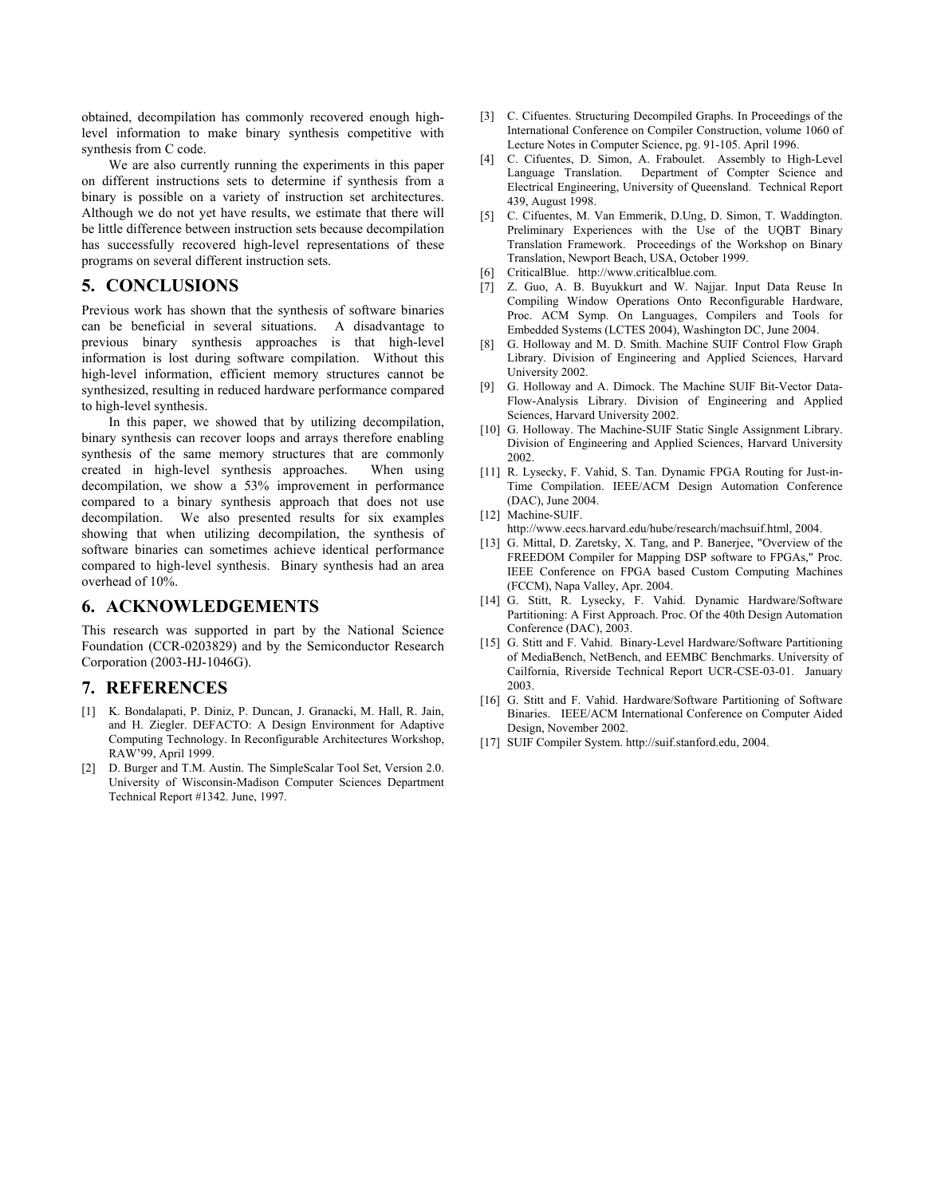obtained, decompilation has commonly recovered enough high-level information to make binary synthesis competitive with synthesis from C code.

We are also currently running the experiments in this paper on different instructions sets to determine if synthesis from a binary is possible on a variety of instruction set architectures. Although we do not yet have results, we estimate that there will be little difference between instruction sets because decompilation has successfully recovered high-level representations of these programs on several different instruction sets.

## 5. CONCLUSIONS

Previous work has shown that the synthesis of software binaries can be beneficial in several situations. A disadvantage to previous binary synthesis approaches is that high-level information is lost during software compilation. Without this high-level information, efficient memory structures cannot be synthesized, resulting in reduced hardware performance compared to high-level synthesis.

In this paper, we showed that by utilizing decompilation, binary synthesis can recover loops and arrays therefore enabling synthesis of the same memory structures that are commonly created in high-level synthesis approaches. When using decompilation, we show a 53% improvement in performance compared to a binary synthesis approach that does not use decompilation. We also presented results for six examples showing that when utilizing decompilation, the synthesis of software binaries can sometimes achieve identical performance compared to high-level synthesis. Binary synthesis had an area overhead of 10%.

## 6. ACKNOWLEDGEMENTS

This research was supported in part by the National Science Foundation (CCR-0203829) and by the Semiconductor Research Corporation (2003-HJ-1046G).

## 7. REFERENCES

[1] K. Bondalapati, P. Diniz, P. Duncan, J. Granacki, M. Hall, R. Jain, and H. Ziegler. DEFACTO: A Design Environment for Adaptive Computing Technology. In Reconfigurable Architectures Workshop, RAW'99, April 1999.

[2] D. Burger and T.M. Austin. The SimpleScalar Tool Set, Version 2.0. University of Wisconsin-Madison Computer Sciences Department Technical Report #1342. June, 1997.

[3] C. Cifuentes. Structuring Decompiled Graphs. In Proceedings of the International Conference on Compiler Construction, volume 1060 of Lecture Notes in Computer Science, pg. 91-105. April 1996.

[4] C. Cifuentes, D. Simon, A. Fraboulet. Assembly to High-Level Language Translation. Department of Compter Science and Electrical Engineering, University of Queensland. Technical Report 439, August 1998.

[5] C. Cifuentes, M. Van Emmerik, D.Ung, D. Simon, T. Waddington. Preliminary Experiences with the Use of the UQBT Binary Translation Framework. Proceedings of the Workshop on Binary Translation, Newport Beach, USA, October 1999.

[6] CriticalBlue. http://www.criticalblue.com.

[7] Z. Guo, A. B. Buyukkurt and W. Najjar. Input Data Reuse In Compiling Window Operations Onto Reconfigurable Hardware, Proc. ACM Symp. On Languages, Compilers and Tools for Embedded Systems (LCTES 2004), Washington DC, June 2004.

[8] G. Holloway and M. D. Smith. Machine SUIF Control Flow Graph Library. Division of Engineering and Applied Sciences, Harvard University 2002.

[9] G. Holloway and A. Dimock. The Machine SUIF Bit-Vector Data-Flow-Analysis Library. Division of Engineering and Applied Sciences, Harvard University 2002.

[10] G. Holloway. The Machine-SUIF Static Single Assignment Library. Division of Engineering and Applied Sciences, Harvard University 2002.

[11] R. Lysecky, F. Vahid, S. Tan. Dynamic FPGA Routing for Just-in-Time Compilation. IEEE/ACM Design Automation Conference (DAC), June 2004.

[12] Machine-SUIF. http://www.eecs.harvard.edu/hube/research/machsuif.html, 2004.

[13] G. Mittal, D. Zaretsky, X. Tang, and P. Banerjee, "Overview of the FREEDOM Compiler for Mapping DSP software to FPGAs," Proc. IEEE Conference on FPGA based Custom Computing Machines (FCCM), Napa Valley, Apr. 2004.

[14] G. Stitt, R. Lysecky, F. Vahid. Dynamic Hardware/Software Partitioning: A First Approach. Proc. Of the 40th Design Automation Conference (DAC), 2003.

[15] G. Stitt and F. Vahid. Binary-Level Hardware/Software Partitioning of MediaBench, NetBench, and EEMBC Benchmarks. University of Caifornia, Riverside Technical Report UCR-CSE-03-01. January 2003.

[16] G. Stitt and F. Vahid. Hardware/Software Partitioning of Software Binaries. IEEE/ACM International Conference on Computer Aided Design, November 2002.

[17] SUIF Compiler System. http://suif.stanford.edu, 2004.